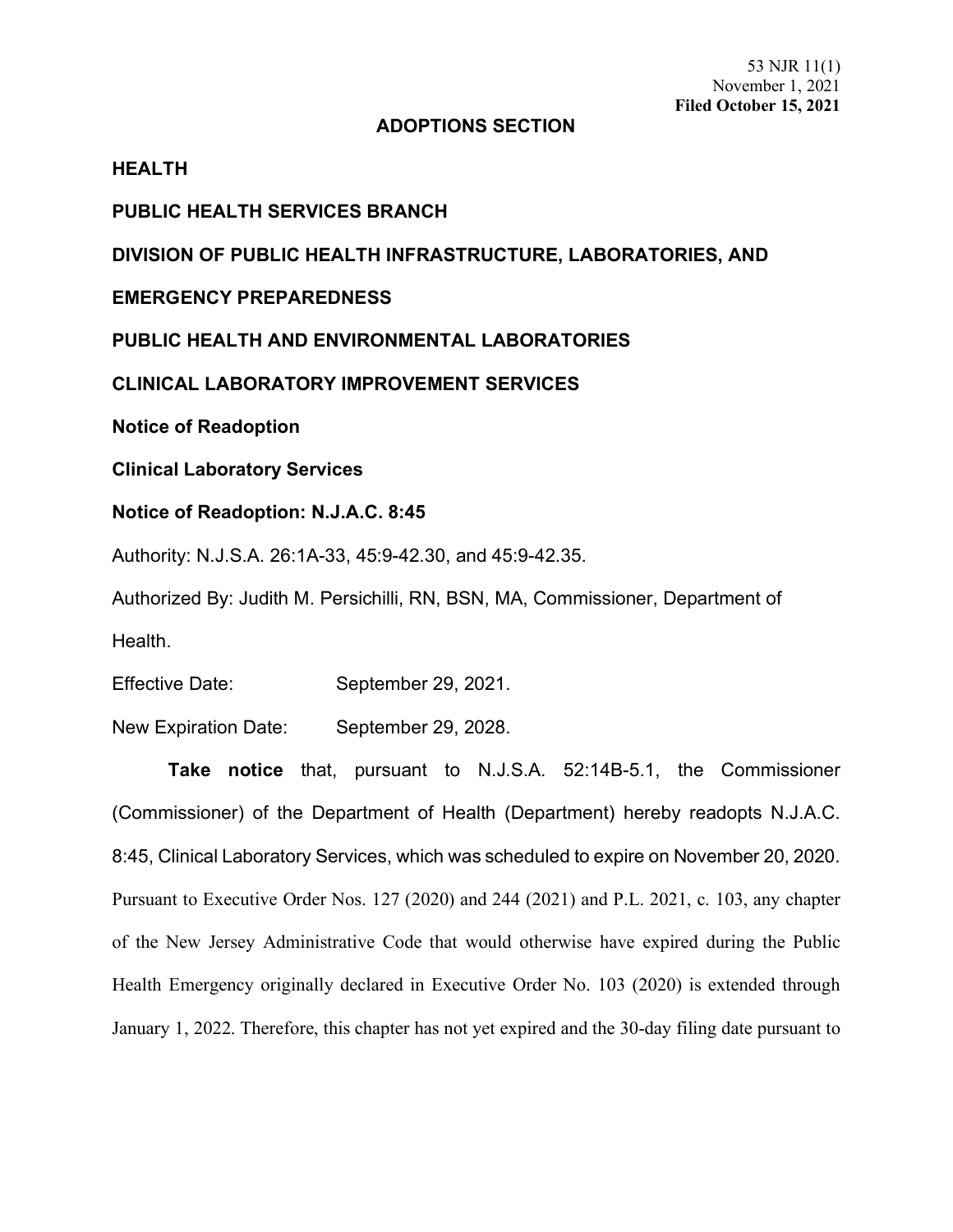53 NJR 11(1)
November 1, 2021
**Filed October 15, 2021**

## ADOPTIONS SECTION

**HEALTH**

**PUBLIC HEALTH SERVICES BRANCH**

**DIVISION OF PUBLIC HEALTH INFRASTRUCTURE, LABORATORIES, AND EMERGENCY PREPAREDNESS**

**PUBLIC HEALTH AND ENVIRONMENTAL LABORATORIES**

**CLINICAL LABORATORY IMPROVEMENT SERVICES**

**Notice of Readoption**

**Clinical Laboratory Services**

**Notice of Readoption: N.J.A.C. 8:45**

Authority: N.J.S.A. 26:1A-33, 45:9-42.30, and 45:9-42.35.

Authorized By: Judith M. Persichilli, RN, BSN, MA, Commissioner, Department of Health.

Effective Date: September 29, 2021.

New Expiration Date: September 29, 2028.

**Take notice** that, pursuant to N.J.S.A. 52:14B-5.1, the Commissioner (Commissioner) of the Department of Health (Department) hereby readopts N.J.A.C. 8:45, Clinical Laboratory Services, which was scheduled to expire on November 20, 2020. Pursuant to Executive Order Nos. 127 (2020) and 244 (2021) and P.L. 2021, c. 103, any chapter of the New Jersey Administrative Code that would otherwise have expired during the Public Health Emergency originally declared in Executive Order No. 103 (2020) is extended through January 1, 2022. Therefore, this chapter has not yet expired and the 30-day filing date pursuant to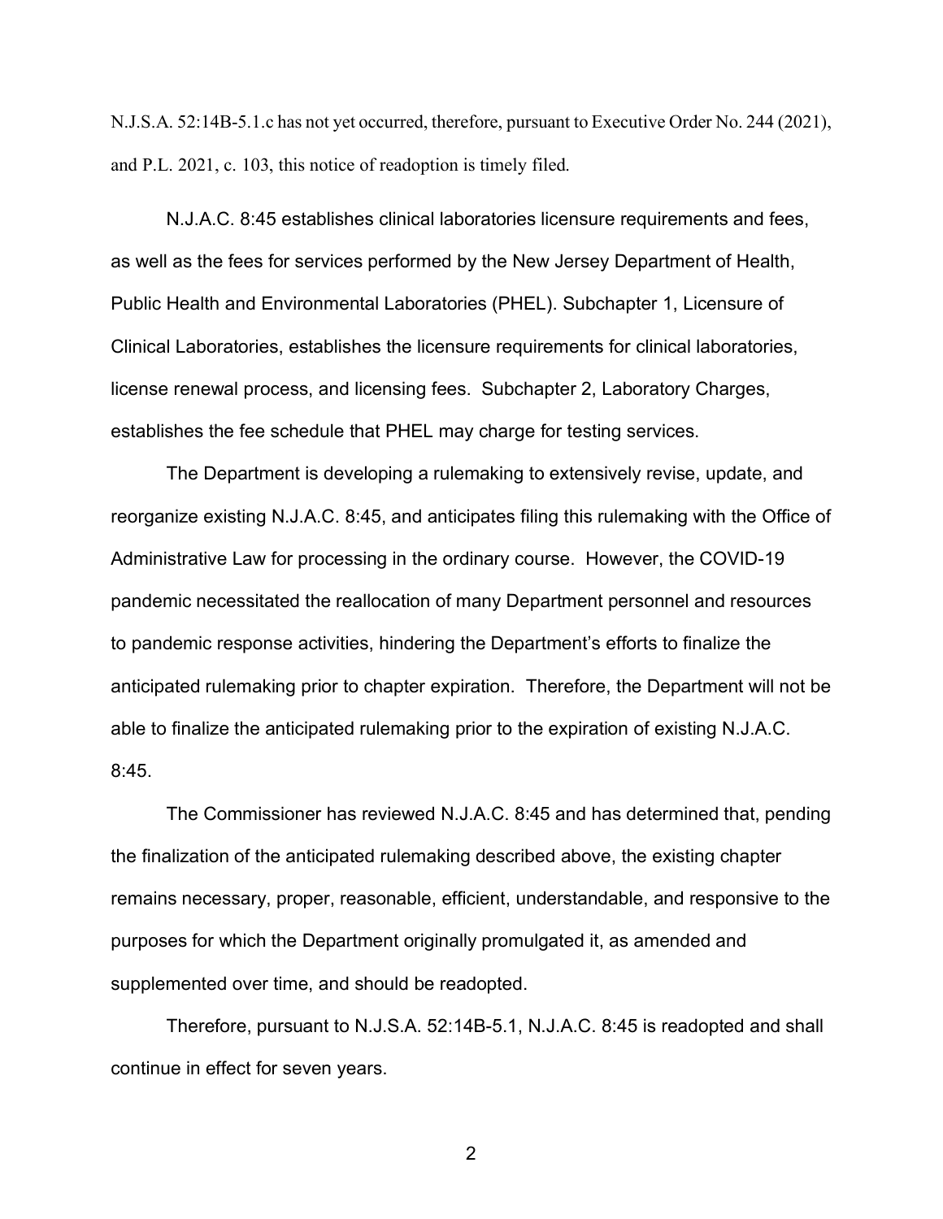N.J.S.A. 52:14B-5.1.c has not yet occurred, therefore, pursuant to Executive Order No. 244 (2021), and P.L. 2021, c. 103, this notice of readoption is timely filed.

N.J.A.C. 8:45 establishes clinical laboratories licensure requirements and fees, as well as the fees for services performed by the New Jersey Department of Health, Public Health and Environmental Laboratories (PHEL). Subchapter 1, Licensure of Clinical Laboratories, establishes the licensure requirements for clinical laboratories, license renewal process, and licensing fees. Subchapter 2, Laboratory Charges, establishes the fee schedule that PHEL may charge for testing services.

The Department is developing a rulemaking to extensively revise, update, and reorganize existing N.J.A.C. 8:45, and anticipates filing this rulemaking with the Office of Administrative Law for processing in the ordinary course. However, the COVID-19 pandemic necessitated the reallocation of many Department personnel and resources to pandemic response activities, hindering the Department's efforts to finalize the anticipated rulemaking prior to chapter expiration. Therefore, the Department will not be able to finalize the anticipated rulemaking prior to the expiration of existing N.J.A.C. 8:45.

The Commissioner has reviewed N.J.A.C. 8:45 and has determined that, pending the finalization of the anticipated rulemaking described above, the existing chapter remains necessary, proper, reasonable, efficient, understandable, and responsive to the purposes for which the Department originally promulgated it, as amended and supplemented over time, and should be readopted.

Therefore, pursuant to N.J.S.A. 52:14B-5.1, N.J.A.C. 8:45 is readopted and shall continue in effect for seven years.